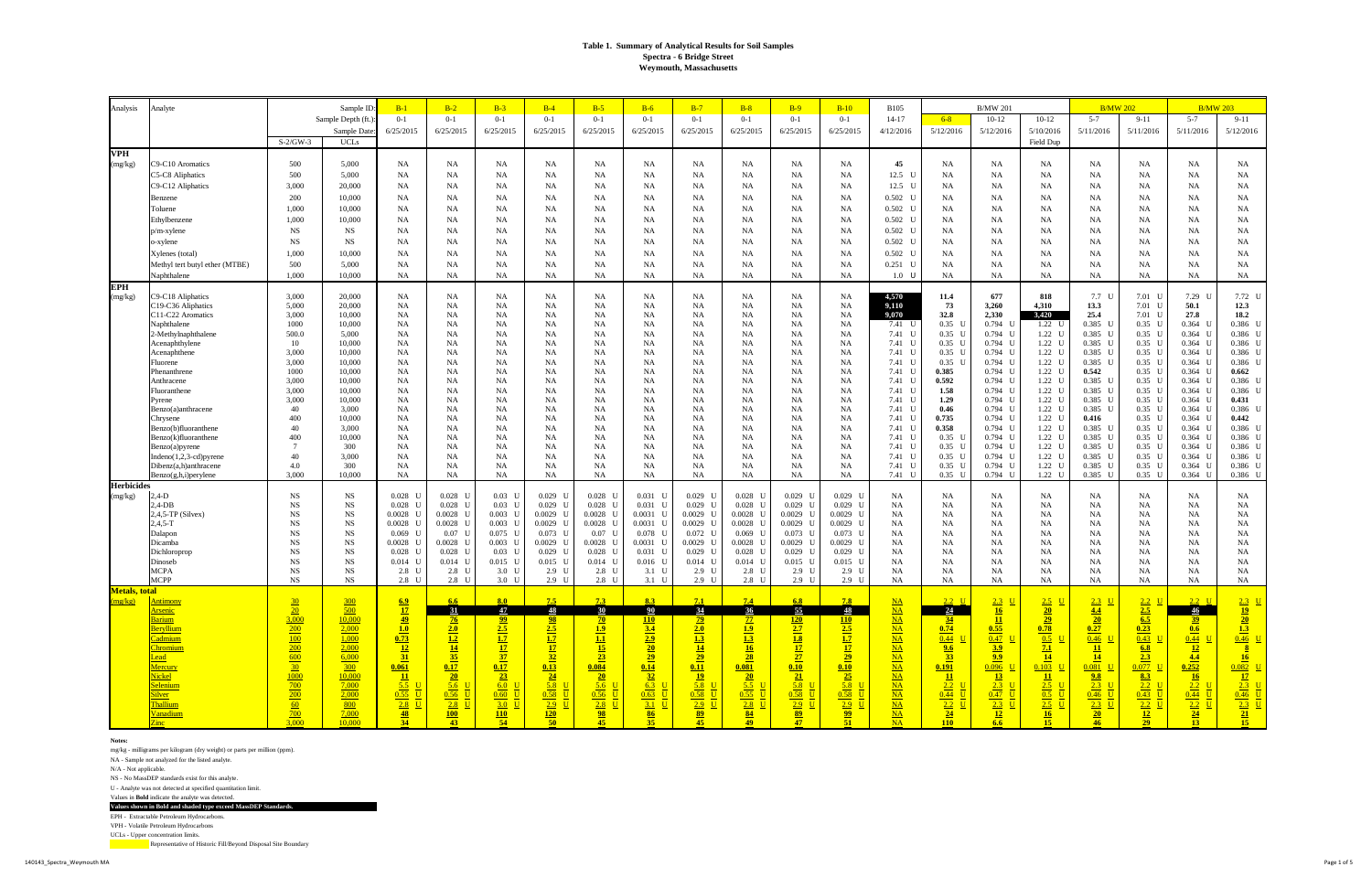# Table 1. Summary of Analytical Results for Soil Samples
## Spectra - 6 Bridge Street
## Weymouth, Massachusetts

| Analysis | Analyte | | Sample ID: | B-1 | B-2 | B-3 | B-4 | B-5 | B-6 | B-7 | B-8 | B-9 | B-10 | B105 | B/MW 201 | | | B/MW 202 | | B/MW 203 | |
|---|---|---|---|---|---|---|---|---|---|---|---|---|---|---|---|---|---|---|---|---|---|
| | | | Sample Depth (ft.): | 0-1 | 0-1 | 0-1 | 0-1 | 0-1 | 0-1 | 0-1 | 0-1 | 0-1 | 0-1 | 14-17 | 6-8 | 10-12 | 10-12 | 5-7 | 9-11 | 5-7 | 9-11 |
| | | | Sample Date: | 6/25/2015 | 6/25/2015 | 6/25/2015 | 6/25/2015 | 6/25/2015 | 6/25/2015 | 6/25/2015 | 6/25/2015 | 6/25/2015 | 6/25/2015 | 4/12/2016 | 5/12/2016 | 5/12/2016 | 5/10/2016 | 5/11/2016 | 5/11/2016 | 5/11/2016 | 5/12/2016 |
| | | S-2/GW-3 | UCLs | | | | | | | | | | | | | | Field Dup | | | | |
| **VPH** | | | | | | | | | | | | | | | | | | | | | |
| (mg/kg) | C9-C10 Aromatics | 500 | 5,000 | NA | NA | NA | NA | NA | NA | NA | NA | NA | NA | **45** | NA | NA | NA | NA | NA | NA | NA |
| | C5-C8 Aliphatics | 500 | 5,000 | NA | NA | NA | NA | NA | NA | NA | NA | NA | NA | 12.5 U | NA | NA | NA | NA | NA | NA | NA |
| | C9-C12 Aliphatics | 3,000 | 20,000 | NA | NA | NA | NA | NA | NA | NA | NA | NA | NA | 12.5 U | NA | NA | NA | NA | NA | NA | NA |
| | Benzene | 200 | 10,000 | NA | NA | NA | NA | NA | NA | NA | NA | NA | NA | 0.502 U | NA | NA | NA | NA | NA | NA | NA |
| | Toluene | 1,000 | 10,000 | NA | NA | NA | NA | NA | NA | NA | NA | NA | NA | 0.502 U | NA | NA | NA | NA | NA | NA | NA |
| | Ethylbenzene | 1,000 | 10,000 | NA | NA | NA | NA | NA | NA | NA | NA | NA | NA | 0.502 U | NA | NA | NA | NA | NA | NA | NA |
| | p/m-xylene | NS | NS | NA | NA | NA | NA | NA | NA | NA | NA | NA | NA | 0.502 U | NA | NA | NA | NA | NA | NA | NA |
| | o-xylene | NS | NS | NA | NA | NA | NA | NA | NA | NA | NA | NA | NA | 0.502 U | NA | NA | NA | NA | NA | NA | NA |
| | Xylenes (total) | 1,000 | 10,000 | NA | NA | NA | NA | NA | NA | NA | NA | NA | NA | 0.502 U | NA | NA | NA | NA | NA | NA | NA |
| | Methyl tert butyl ether (MTBE) | 500 | 5,000 | NA | NA | NA | NA | NA | NA | NA | NA | NA | NA | 0.251 U | NA | NA | NA | NA | NA | NA | NA |
| | Naphthalene | 1,000 | 10,000 | NA | NA | NA | NA | NA | NA | NA | NA | NA | NA | 1.0 U | NA | NA | NA | NA | NA | NA | NA |
| **EPH** | | | | | | | | | | | | | | | | | | | | | |
| (mg/kg) | C9-C18 Aliphatics | 3,000 | 20,000 | NA | NA | NA | NA | NA | NA | NA | NA | NA | NA | **4,570** | **11.4** | **677** | **818** | 7.7 U | 7.01 U | 7.29 U | 7.72 U |
| | C19-C36 Aliphatics | 5,000 | 20,000 | NA | NA | NA | NA | NA | NA | NA | NA | NA | NA | **9,110** | **73** | **3,260** | **4,310** | **13.3** | 7.01 U | **50.1** | **12.3** |
| | C11-C22 Aromatics | 3,000 | 10,000 | NA | NA | NA | NA | NA | NA | NA | NA | NA | NA | **9,070** | **32.8** | **2,330** | **3,420** | **25.4** | 7.01 U | **27.8** | **18.2** |
| | Naphthalene | 1000 | 10,000 | NA | NA | NA | NA | NA | NA | NA | NA | NA | NA | 7.41 U | 0.35 U | 0.794 U | 1.22 U | 0.385 U | 0.35 U | 0.364 U | 0.386 U |
| | 2-Methylnaphthalene | 500.0 | 5,000 | NA | NA | NA | NA | NA | NA | NA | NA | NA | NA | 7.41 U | 0.35 U | 0.794 U | 1.22 U | 0.385 U | 0.35 U | 0.364 U | 0.386 U |
| | Acenaphthylene | 10 | 10,000 | NA | NA | NA | NA | NA | NA | NA | NA | NA | NA | 7.41 U | 0.35 U | 0.794 U | 1.22 U | 0.385 U | 0.35 U | 0.364 U | 0.386 U |
| | Acenaphthene | 3,000 | 10,000 | NA | NA | NA | NA | NA | NA | NA | NA | NA | NA | 7.41 U | 0.35 U | 0.794 U | 1.22 U | 0.385 U | 0.35 U | 0.364 U | 0.386 U |
| | Fluorene | 3,000 | 10,000 | NA | NA | NA | NA | NA | NA | NA | NA | NA | NA | 7.41 U | 0.35 U | 0.794 U | 1.22 U | 0.385 U | 0.35 U | 0.364 U | 0.386 U |
| | Phenanthrene | 1000 | 10,000 | NA | NA | NA | NA | NA | NA | NA | NA | NA | NA | 7.41 U | **0.385** | 0.794 U | 1.22 U | **0.542** | 0.35 U | 0.364 U | **0.662** |
| | Anthracene | 3,000 | 10,000 | NA | NA | NA | NA | NA | NA | NA | NA | NA | NA | 7.41 U | **0.592** | 0.794 U | 1.22 U | 0.385 U | 0.35 U | 0.364 U | 0.386 U |
| | Fluoranthene | 3,000 | 10,000 | NA | NA | NA | NA | NA | NA | NA | NA | NA | NA | 7.41 U | **1.58** | 0.794 U | 1.22 U | 0.385 U | 0.35 U | 0.364 U | 0.386 U |
| | Pyrene | 3,000 | 10,000 | NA | NA | NA | NA | NA | NA | NA | NA | NA | NA | 7.41 U | **1.29** | 0.794 U | 1.22 U | 0.385 U | 0.35 U | 0.364 U | **0.431** |
| | Benzo(a)anthracene | 40 | 3,000 | NA | NA | NA | NA | NA | NA | NA | NA | NA | NA | 7.41 U | **0.46** | 0.794 U | 1.22 U | 0.385 U | 0.35 U | 0.364 U | 0.386 U |
| | Chrysene | 400 | 10,000 | NA | NA | NA | NA | NA | NA | NA | NA | NA | NA | 7.41 U | **0.735** | 0.794 U | 1.22 U | **0.416** | 0.35 U | 0.364 U | **0.442** |
| | Benzo(b)fluoranthene | 40 | 3,000 | NA | NA | NA | NA | NA | NA | NA | NA | NA | NA | 7.41 U | **0.358** | 0.794 U | 1.22 U | 0.385 U | 0.35 U | 0.364 U | 0.386 U |
| | Benzo(k)fluoranthene | 400 | 10,000 | NA | NA | NA | NA | NA | NA | NA | NA | NA | NA | 7.41 U | 0.35 U | 0.794 U | 1.22 U | 0.385 U | 0.35 U | 0.364 U | 0.386 U |
| | Benzo(a)pyrene | 7 | 300 | NA | NA | NA | NA | NA | NA | NA | NA | NA | NA | 7.41 U | 0.35 U | 0.794 U | 1.22 U | 0.385 U | 0.35 U | 0.364 U | 0.386 U |
| | Indeno(1,2,3-cd)pyrene | 40 | 3,000 | NA | NA | NA | NA | NA | NA | NA | NA | NA | NA | 7.41 U | 0.35 U | 0.794 U | 1.22 U | 0.385 U | 0.35 U | 0.364 U | 0.386 U |
| | Dibenz(a,h)anthracene | 4.0 | 300 | NA | NA | NA | NA | NA | NA | NA | NA | NA | NA | 7.41 U | 0.35 U | 0.794 U | 1.22 U | 0.385 U | 0.35 U | 0.364 U | 0.386 U |
| | Benzo(g,h,i)perylene | 3,000 | 10,000 | NA | NA | NA | NA | NA | NA | NA | NA | NA | NA | 7.41 U | 0.35 U | 0.794 U | 1.22 U | 0.385 U | 0.35 U | 0.364 U | 0.386 U |
| **Herbicides** | | | | | | | | | | | | | | | | | | | | | |
| (mg/kg) | 2,4-D | NS | NS | 0.028 U | 0.028 U | 0.03 U | 0.029 U | 0.028 U | 0.031 U | 0.029 U | 0.028 U | 0.029 U | 0.029 U | NA | NA | NA | NA | NA | NA | NA | NA |
| | 2,4-DB | NS | NS | 0.028 U | 0.028 U | 0.03 U | 0.029 U | 0.028 U | 0.031 U | 0.029 U | 0.028 U | 0.029 U | 0.029 U | NA | NA | NA | NA | NA | NA | NA | NA |
| | 2,4,5-TP (Silvex) | NS | NS | 0.0028 U | 0.0028 U | 0.003 U | 0.0029 U | 0.0028 U | 0.0031 U | 0.0029 U | 0.0028 U | 0.0029 U | 0.0029 U | NA | NA | NA | NA | NA | NA | NA | NA |
| | 2,4,5-T | NS | NS | 0.0028 U | 0.0028 U | 0.003 U | 0.0029 U | 0.0028 U | 0.0031 U | 0.0029 U | 0.0028 U | 0.0029 U | 0.0029 U | NA | NA | NA | NA | NA | NA | NA | NA |
| | Dalapon | NS | NS | 0.069 U | 0.07 U | 0.075 U | 0.073 U | 0.07 U | 0.078 U | 0.072 U | 0.069 U | 0.073 U | 0.073 U | NA | NA | NA | NA | NA | NA | NA | NA |
| | Dicamba | NS | NS | 0.0028 U | 0.0028 U | 0.003 U | 0.0029 U | 0.0028 U | 0.0031 U | 0.0029 U | 0.0028 U | 0.0029 U | 0.0029 U | NA | NA | NA | NA | NA | NA | NA | NA |
| | Dichloroprop | NS | NS | 0.028 U | 0.028 U | 0.03 U | 0.029 U | 0.028 U | 0.031 U | 0.029 U | 0.028 U | 0.029 U | 0.029 U | NA | NA | NA | NA | NA | NA | NA | NA |
| | Dinoseb | NS | NS | 0.014 U | 0.014 U | 0.015 U | 0.015 U | 0.014 U | 0.016 U | 0.014 U | 0.014 U | 0.015 U | 0.015 U | NA | NA | NA | NA | NA | NA | NA | NA |
| | MCPA | NS | NS | 2.8 U | 2.8 U | 3.0 U | 2.9 U | 2.8 U | 3.1 U | 2.9 U | 2.8 U | 2.9 U | 2.9 U | NA | NA | NA | NA | NA | NA | NA | NA |
| | MCPP | NS | NS | 2.8 U | 2.8 U | 3.0 U | 2.9 U | 2.8 U | 3.1 U | 2.9 U | 2.8 U | 2.9 U | 2.9 U | NA | NA | NA | NA | NA | NA | NA | NA |
| **Metals, total** | | | | | | | | | | | | | | | | | | | | | |
| (mg/kg) | Antimony | 30 | 300 | **6.9** | **6.6** | **8.0** | **7.5** | **7.3** | **8.3** | **7.1** | **7.4** | **6.8** | **7.8** | NA | 2.2 U | 2.3 U | 2.5 U | 2.3 U | 2.2 U | 2.2 U | 2.3 U |
| | Arsenic | 20 | 500 | **17** | **31** | **47** | **48** | **30** | **90** | **34** | **36** | **55** | **48** | NA | **24** | **16** | **20** | **4.4** | **2.5** | **46** | **19** |
| | Barium | 3,000 | 10,000 | **49** | **76** | **99** | **98** | **70** | **110** | **79** | **77** | **120** | **110** | NA | **34** | **11** | **29** | **20** | **6.5** | **39** | **20** |
| | Beryllium | 200 | 2,000 | **1.0** | **2.0** | **2.5** | **2.5** | **1.9** | **3.4** | **2.0** | **1.9** | **2.7** | **2.5** | NA | **0.74** | **0.55** | **0.78** | **0.27** | **0.23** | **0.6** | **1.3** |
| | Cadmium | 100 | 1,000 | **0.73** | **1.2** | **1.7** | **1.7** | **1.1** | **2.9** | **1.3** | **1.3** | **1.8** | **1.7** | NA | 0.44 U | 0.47 U | 0.5 U | 0.46 U | 0.43 U | 0.44 U | 0.46 U |
| | Chromium | 200 | 2,000 | **12** | **14** | **17** | **17** | **15** | **20** | **14** | **16** | **17** | **17** | NA | **9.6** | **3.9** | **7.1** | **11** | **6.8** | **12** | **8** |
| | Lead | 600 | 6,000 | **31** | **35** | **37** | **32** | **23** | **29** | **29** | **28** | **27** | **29** | NA | **33** | **9.9** | **14** | **14** | **2.3** | **4.4** | **16** |
| | Mercury | 30 | 300 | **0.061** | **0.17** | **0.17** | **0.13** | **0.084** | **0.14** | **0.11** | **0.081** | **0.10** | **0.10** | NA | **0.191** | 0.096 U | 0.103 U | 0.081 U | 0.077 U | **0.252** | 0.082 U |
| | Nickel | 1000 | 10,000 | **11** | **20** | **23** | **24** | **20** | **32** | **19** | **20** | **21** | **25** | NA | **11** | **13** | **11** | **9.8** | **8.3** | **16** | **17** |
| | Selenium | 700 | 7,000 | 5.5 U | 5.6 U | 6.0 U | 5.8 U | 5.6 U | 6.3 U | 5.8 U | 5.5 U | 5.8 U | 5.8 U | NA | 2.2 U | 2.3 U | 2.5 U | 2.3 U | 2.2 U | 2.2 U | 2.3 U |
| | Silver | 200 | 2,000 | 0.55 U | 0.56 U | 0.60 U | 0.58 U | 0.56 U | 0.63 U | 0.58 U | 0.55 U | 0.58 U | 0.58 U | NA | 0.44 U | 0.47 U | 0.5 U | 0.46 U | 0.43 U | 0.44 U | 0.46 U |
| | Thallium | 60 | 800 | 2.8 U | 2.8 U | 3.0 U | 2.9 U | 2.8 U | 3.1 U | 2.9 U | 2.8 U | 2.9 U | 2.9 U | NA | 2.2 U | 2.3 U | 2.5 U | 2.3 U | 2.2 U | 2.2 U | 2.3 U |
| | Vanadium | 700 | 7,000 | **48** | **100** | **110** | **120** | **98** | **86** | **89** | **84** | **89** | **99** | NA | **24** | **12** | **16** | **20** | **12** | **24** | **21** |
| | Zinc | 3,000 | 10,000 | **34** | **43** | **54** | **50** | **45** | **35** | **45** | **49** | **47** | **51** | NA | **110** | **6.6** | **15** | **46** | **29** | **13** | **15** |

**Notes:**

mg/kg - milligrams per kilogram (dry weight) or parts per million (ppm).

NA - Sample not analyzed for the listed analyte.

N/A - Not applicable.

NS - No MassDEP standards exist for this analyte.

U - Analyte was not detected at specified quantitation limit.

Values in **Bold** indicate the analyte was detected.

**Values shown in Bold and shaded type exceed MassDEP Standards.**

EPH - Extractable Petroleum Hydrocarbons.

VPH - Volatile Petroleum Hydrocarbons.

UCLs - Upper concentration limits.

Representative of Historic Fill/Beyond Disposal Site Boundary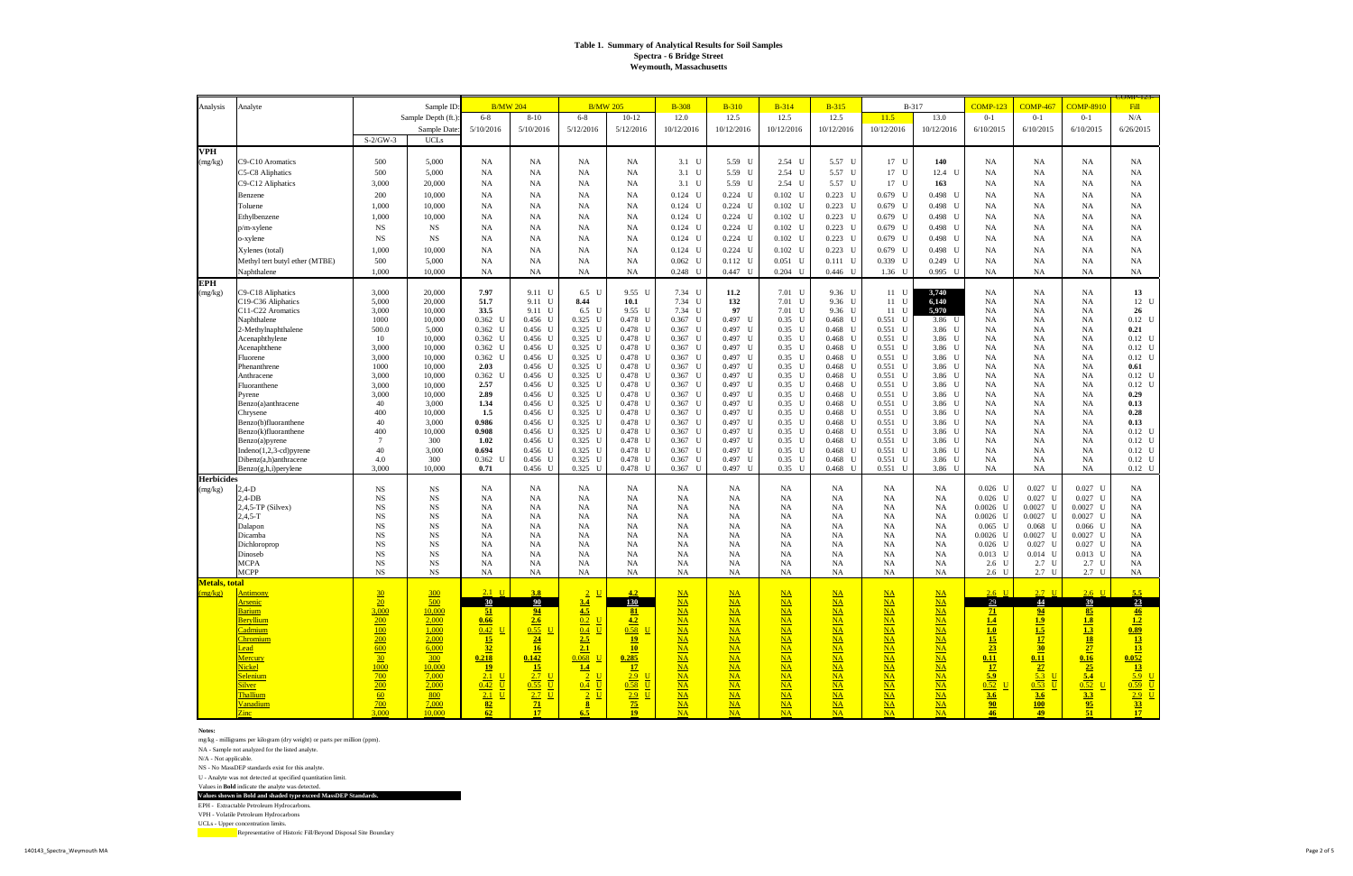**Table 1. Summary of Analytical Results for Soil Samples**
**Spectra - 6 Bridge Street**
**Weymouth, Massachusetts**

| Analysis | Analyte | S-2/GW-3 | UCLs | B/MW 204 | | B/MW 205 | | B-308 | B-310 | B-314 | B-315 | B-317 | | COMP-123 | COMP-467 | COMP-8910 | COMP-123 Fill |
|---|---|---|---|---|---|---|---|---|---|---|---|---|---|---|---|---|---|
| | Sample Depth (ft.): | | | 6-8 | 8-10 | 6-8 | 10-12 | 12.0 | 12.5 | 12.5 | 12.5 | 11.5 | 13.0 | 0-1 | 0-1 | 0-1 | N/A |
| | Sample Date: | | | 5/10/2016 | 5/10/2016 | 5/12/2016 | 5/12/2016 | 10/12/2016 | 10/12/2016 | 10/12/2016 | 10/12/2016 | 10/12/2016 | 10/12/2016 | 6/10/2015 | 6/10/2015 | 6/10/2015 | 6/26/2015 |
| **VPH** (mg/kg) | C9-C10 Aromatics | 500 | 5,000 | NA | NA | NA | NA | 3.1 U | 5.59 U | 2.54 U | 5.57 U | 17 U | **140** | NA | NA | NA | NA |
| | C5-C8 Aliphatics | 500 | 5,000 | NA | NA | NA | NA | 3.1 U | 5.59 U | 2.54 U | 5.57 U | 17 U | 12.4 U | NA | NA | NA | NA |
| | C9-C12 Aliphatics | 3,000 | 20,000 | NA | NA | NA | NA | 3.1 U | 5.59 U | 2.54 U | 5.57 U | 17 U | **163** | NA | NA | NA | NA |
| | Benzene | 200 | 10,000 | NA | NA | NA | NA | 0.124 U | 0.224 U | 0.102 U | 0.223 U | 0.679 U | 0.498 U | NA | NA | NA | NA |
| | Toluene | 1,000 | 10,000 | NA | NA | NA | NA | 0.124 U | 0.224 U | 0.102 U | 0.223 U | 0.679 U | 0.498 U | NA | NA | NA | NA |
| | Ethylbenzene | 1,000 | 10,000 | NA | NA | NA | NA | 0.124 U | 0.224 U | 0.102 U | 0.223 U | 0.679 U | 0.498 U | NA | NA | NA | NA |
| | p/m-xylene | NS | NS | NA | NA | NA | NA | 0.124 U | 0.224 U | 0.102 U | 0.223 U | 0.679 U | 0.498 U | NA | NA | NA | NA |
| | o-xylene | NS | NS | NA | NA | NA | NA | 0.124 U | 0.224 U | 0.102 U | 0.223 U | 0.679 U | 0.498 U | NA | NA | NA | NA |
| | Xylenes (total) | 1,000 | 10,000 | NA | NA | NA | NA | 0.124 U | 0.224 U | 0.102 U | 0.223 U | 0.679 U | 0.498 U | NA | NA | NA | NA |
| | Methyl tert butyl ether (MTBE) | 500 | 5,000 | NA | NA | NA | NA | 0.062 U | 0.112 U | 0.051 U | 0.111 U | 0.339 U | 0.249 U | NA | NA | NA | NA |
| | Naphthalene | 1,000 | 10,000 | NA | NA | NA | NA | 0.248 U | 0.447 U | 0.204 U | 0.446 U | 1.36 U | 0.995 U | NA | NA | NA | NA |
| **EPH** (mg/kg) | C9-C18 Aliphatics | 3,000 | 20,000 | **7.97** | 9.11 U | 6.5 U | 9.55 U | 7.34 U | **11.2** | 7.01 U | 9.36 U | 11 U | **3,740** | NA | NA | NA | **13** |
| | C19-C36 Aliphatics | 5,000 | 20,000 | **51.7** | 9.11 U | **8.44** | **10.1** | 7.34 U | **132** | 7.01 U | 9.36 U | 11 U | **6,140** | NA | NA | NA | 12 U |
| | C11-C22 Aromatics | 3,000 | 10,000 | **33.5** | 9.11 U | 6.5 U | 9.55 U | 7.34 U | **97** | 7.01 U | 9.36 U | 11 U | **5,970** | NA | NA | NA | **26** |
| | Naphthalene | 1000 | 10,000 | 0.362 U | 0.456 U | 0.325 U | 0.478 U | 0.367 U | 0.497 U | 0.35 U | 0.468 U | 0.551 U | 3.86 U | NA | NA | NA | 0.12 U |
| | 2-Methylnaphthalene | 500.0 | 5,000 | 0.362 U | 0.456 U | 0.325 U | 0.478 U | 0.367 U | 0.497 U | 0.35 U | 0.468 U | 0.551 U | 3.86 U | NA | NA | NA | **0.21** |
| | Acenaphthylene | 10 | 10,000 | 0.362 U | 0.456 U | 0.325 U | 0.478 U | 0.367 U | 0.497 U | 0.35 U | 0.468 U | 0.551 U | 3.86 U | NA | NA | NA | 0.12 U |
| | Acenaphthene | 3,000 | 10,000 | 0.362 U | 0.456 U | 0.325 U | 0.478 U | 0.367 U | 0.497 U | 0.35 U | 0.468 U | 0.551 U | 3.86 U | NA | NA | NA | 0.12 U |
| | Fluorene | 3,000 | 10,000 | 0.362 U | 0.456 U | 0.325 U | 0.478 U | 0.367 U | 0.497 U | 0.35 U | 0.468 U | 0.551 U | 3.86 U | NA | NA | NA | 0.12 U |
| | Phenanthrene | 1000 | 10,000 | **2.03** | 0.456 U | 0.325 U | 0.478 U | 0.367 U | 0.497 U | 0.35 U | 0.468 U | 0.551 U | 3.86 U | NA | NA | NA | **0.61** |
| | Anthracene | 3,000 | 10,000 | 0.362 U | 0.456 U | 0.325 U | 0.478 U | 0.367 U | 0.497 U | 0.35 U | 0.468 U | 0.551 U | 3.86 U | NA | NA | NA | 0.12 U |
| | Fluoranthene | 3,000 | 10,000 | **2.57** | 0.456 U | 0.325 U | 0.478 U | 0.367 U | 0.497 U | 0.35 U | 0.468 U | 0.551 U | 3.86 U | NA | NA | NA | 0.12 U |
| | Pyrene | 3,000 | 10,000 | **2.89** | 0.456 U | 0.325 U | 0.478 U | 0.367 U | 0.497 U | 0.35 U | 0.468 U | 0.551 U | 3.86 U | NA | NA | NA | **0.29** |
| | Benzo(a)anthracene | 40 | 3,000 | **1.34** | 0.456 U | 0.325 U | 0.478 U | 0.367 U | 0.497 U | 0.35 U | 0.468 U | 0.551 U | 3.86 U | NA | NA | NA | **0.13** |
| | Chrysene | 400 | 10,000 | **1.5** | 0.456 U | 0.325 U | 0.478 U | 0.367 U | 0.497 U | 0.35 U | 0.468 U | 0.551 U | 3.86 U | NA | NA | NA | **0.28** |
| | Benzo(b)fluoranthene | 40 | 3,000 | **0.986** | 0.456 U | 0.325 U | 0.478 U | 0.367 U | 0.497 U | 0.35 U | 0.468 U | 0.551 U | 3.86 U | NA | NA | NA | **0.13** |
| | Benzo(k)fluoranthene | 400 | 10,000 | **0.908** | 0.456 U | 0.325 U | 0.478 U | 0.367 U | 0.497 U | 0.35 U | 0.468 U | 0.551 U | 3.86 U | NA | NA | NA | 0.12 U |
| | Benzo(a)pyrene | 7 | 300 | **1.02** | 0.456 U | 0.325 U | 0.478 U | 0.367 U | 0.497 U | 0.35 U | 0.468 U | 0.551 U | 3.86 U | NA | NA | NA | 0.12 U |
| | Indeno(1,2,3-cd)pyrene | 40 | 3,000 | **0.694** | 0.456 U | 0.325 U | 0.478 U | 0.367 U | 0.497 U | 0.35 U | 0.468 U | 0.551 U | 3.86 U | NA | NA | NA | 0.12 U |
| | Dibenz(a,h)anthracene | 4.0 | 300 | 0.362 U | 0.456 U | 0.325 U | 0.478 U | 0.367 U | 0.497 U | 0.35 U | 0.468 U | 0.551 U | 3.86 U | NA | NA | NA | 0.12 U |
| | Benzo(g,h,i)perylene | 3,000 | 10,000 | **0.71** | 0.456 U | 0.325 U | 0.478 U | 0.367 U | 0.497 U | 0.35 U | 0.468 U | 0.551 U | 3.86 U | NA | NA | NA | 0.12 U |
| **Herbicides** (mg/kg) | 2,4-D | NS | NS | NA | NA | NA | NA | NA | NA | NA | NA | NA | NA | 0.026 U | 0.027 U | 0.027 U | NA |
| | 2,4-DB | NS | NS | NA | NA | NA | NA | NA | NA | NA | NA | NA | NA | 0.026 U | 0.027 U | 0.027 U | NA |
| | 2,4,5-TP (Silvex) | NS | NS | NA | NA | NA | NA | NA | NA | NA | NA | NA | NA | 0.0026 U | 0.0027 U | 0.0027 U | NA |
| | 2,4,5-T | NS | NS | NA | NA | NA | NA | NA | NA | NA | NA | NA | NA | 0.0026 U | 0.0027 U | 0.0027 U | NA |
| | Dalapon | NS | NS | NA | NA | NA | NA | NA | NA | NA | NA | NA | NA | 0.065 U | 0.068 U | 0.066 U | NA |
| | Dicamba | NS | NS | NA | NA | NA | NA | NA | NA | NA | NA | NA | NA | 0.0026 U | 0.0027 U | 0.0027 U | NA |
| | Dichloroprop | NS | NS | NA | NA | NA | NA | NA | NA | NA | NA | NA | NA | 0.026 U | 0.027 U | 0.027 U | NA |
| | Dinoseb | NS | NS | NA | NA | NA | NA | NA | NA | NA | NA | NA | NA | 0.013 U | 0.014 U | 0.013 U | NA |
| | MCPA | NS | NS | NA | NA | NA | NA | NA | NA | NA | NA | NA | NA | 2.6 U | 2.7 U | 2.7 U | NA |
| | MCPP | NS | NS | NA | NA | NA | NA | NA | NA | NA | NA | NA | NA | 2.6 U | 2.7 U | 2.7 U | NA |
| **Metals, total** (mg/kg) | Antimony | 30 | 300 | 2.1 U | **3.8** | 2 U | **4.2** | NA | NA | NA | NA | NA | NA | 2.6 U | 2.7 U | 2.6 U | **5.5** |
| | Arsenic | 20 | 500 | **30** | **90** | **3.4** | **130** | NA | NA | NA | NA | NA | NA | **29** | **44** | **39** | **23** |
| | Barium | 3,000 | 10,000 | **51** | **94** | **4.5** | **81** | NA | NA | NA | NA | NA | NA | **71** | **94** | **85** | **46** |
| | Beryllium | 200 | 2,000 | **0.66** | **2.6** | 0.2 U | **4.2** | NA | NA | NA | NA | NA | NA | **1.4** | **1.9** | **1.8** | **1.2** |
| | Cadmium | 100 | 1,000 | 0.42 U | 0.55 U | 0.4 U | 0.58 U | NA | NA | NA | NA | NA | NA | **1.0** | **1.5** | **1.3** | **0.89** |
| | Chromium | 200 | 2,000 | **15** | **24** | **2.5** | **19** | NA | NA | NA | NA | NA | NA | **15** | **17** | **18** | **13** |
| | Lead | 600 | 6,000 | **32** | **16** | **2.1** | **10** | NA | NA | NA | NA | NA | NA | **23** | **30** | **27** | **13** |
| | Mercury | 30 | 300 | **0.218** | **0.142** | 0.068 U | **0.285** | NA | NA | NA | NA | NA | NA | **0.11** | **0.11** | **0.16** | **0.052** |
| | Nickel | 1000 | 10,000 | **19** | **15** | **1.4** | **17** | NA | NA | NA | NA | NA | NA | **17** | **27** | **25** | **13** |
| | Selenium | 700 | 7,000 | 2.1 U | 2.7 U | 2 U | 2.9 U | NA | NA | NA | NA | NA | NA | **5.9** | 5.3 U | **5.4** | 5.9 U |
| | Silver | 200 | 2,000 | 0.42 U | 0.55 U | 0.4 U | 0.58 U | NA | NA | NA | NA | NA | NA | 0.52 U | 0.53 U | 0.52 U | 0.59 U |
| | Thallium | 60 | 800 | 2.1 U | 2.7 U | 2 U | 2.9 U | NA | NA | NA | NA | NA | NA | **3.6** | **3.6** | **3.3** | 2.9 U |
| | Vanadium | 700 | 7,000 | **82** | **71** | **8** | **75** | NA | NA | NA | NA | NA | NA | **90** | **100** | **95** | **33** |
| | Zinc | 3,000 | 10,000 | **62** | **17** | **6.5** | **19** | NA | NA | NA | NA | NA | NA | **46** | **49** | **51** | **17** |

**Notes:**

mg/kg - milligrams per kilogram (dry weight) or parts per million (ppm).

NA - Sample not analyzed for the listed analyte.

N/A - Not applicable.

NS - No MassDEP standards exist for this analyte.

U - Analyte was not detected at specified quantitation limit.

Values in **Bold** indicate the analyte was detected.

**Values shown in Bold and shaded type exceed MassDEP Standards.**

EPH - Extractable Petroleum Hydrocarbons

VPH - Volatile Petroleum Hydrocarbons

UCLs - Upper concentration limits.

Representative of Historic Fill/Beyond Disposal Site Boundary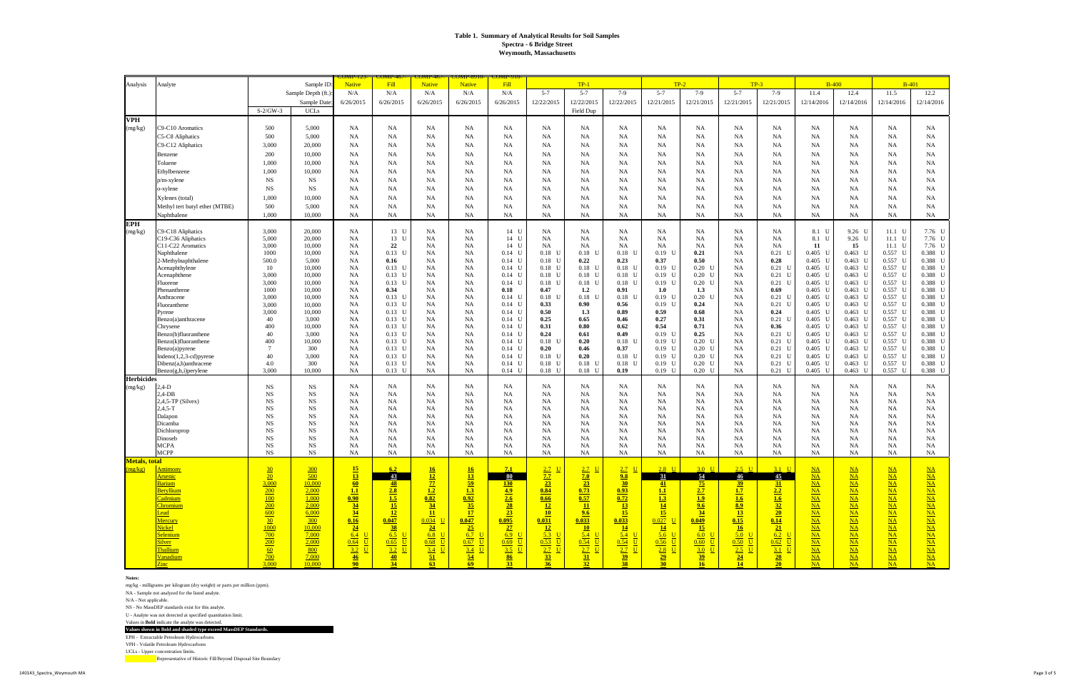# Table 1. Summary of Analytical Results for Soil Samples
## Spectra - 6 Bridge Street
## Weymouth, Massachusetts

| Analysis | Analyte | | Sample ID: | COMP-123-Native | COMP-467-Fill | COMP-467-Native | COMP-8910-Native | COMP-910-Fill | TP-1 | | | TP-2 | | TP-3 | | B-400 | | B-401 | |
|---|---|---|---|---|---|---|---|---|---|---|---|---|---|---|---|---|---|---|---|
| | | | Sample Depth (ft.): | N/A | N/A | N/A | N/A | N/A | 5-7 | 5-7 | 7-9 | 5-7 | 7-9 | 5-7 | 7-9 | 11.4 | 12.4 | 11.5 | 12.2 |
| | | | Sample Date: | 6/26/2015 | 6/26/2015 | 6/26/2015 | 6/26/2015 | 6/26/2015 | 12/22/2015 | 12/22/2015 | 12/22/2015 | 12/21/2015 | 12/21/2015 | 12/21/2015 | 12/21/2015 | 12/14/2016 | 12/14/2016 | 12/14/2016 | 12/14/2016 |
| | | S-2/GW-3 | UCLs | | | | | | | Field Dup | | | | | | | | | |
| **VPH** | | | | | | | | | | | | | | | | | | | |
| (mg/kg) | C9-C10 Aromatics | 500 | 5,000 | NA | NA | NA | NA | NA | NA | NA | NA | NA | NA | NA | NA | NA | NA | NA | NA |
| | C5-C8 Aliphatics | 500 | 5,000 | NA | NA | NA | NA | NA | NA | NA | NA | NA | NA | NA | NA | NA | NA | NA | NA |
| | C9-C12 Aliphatics | 3,000 | 20,000 | NA | NA | NA | NA | NA | NA | NA | NA | NA | NA | NA | NA | NA | NA | NA | NA |
| | Benzene | 200 | 10,000 | NA | NA | NA | NA | NA | NA | NA | NA | NA | NA | NA | NA | NA | NA | NA | NA |
| | Toluene | 1,000 | 10,000 | NA | NA | NA | NA | NA | NA | NA | NA | NA | NA | NA | NA | NA | NA | NA | NA |
| | Ethylbenzene | 1,000 | 10,000 | NA | NA | NA | NA | NA | NA | NA | NA | NA | NA | NA | NA | NA | NA | NA | NA |
| | p/m-xylene | NS | NS | NA | NA | NA | NA | NA | NA | NA | NA | NA | NA | NA | NA | NA | NA | NA | NA |
| | o-xylene | NS | NS | NA | NA | NA | NA | NA | NA | NA | NA | NA | NA | NA | NA | NA | NA | NA | NA |
| | Xylenes (total) | 1,000 | 10,000 | NA | NA | NA | NA | NA | NA | NA | NA | NA | NA | NA | NA | NA | NA | NA | NA |
| | Methyl tert butyl ether (MTBE) | 500 | 5,000 | NA | NA | NA | NA | NA | NA | NA | NA | NA | NA | NA | NA | NA | NA | NA | NA |
| | Naphthalene | 1,000 | 10,000 | NA | NA | NA | NA | NA | NA | NA | NA | NA | NA | NA | NA | NA | NA | NA | NA |
| **EPH** | | | | | | | | | | | | | | | | | | | |
| (mg/kg) | C9-C18 Aliphatics | 3,000 | 20,000 | NA | 13 U | NA | NA | 14 U | NA | NA | NA | NA | NA | NA | NA | 8.1 U | 9.26 U | 11.1 U | 7.76 U |
| | C19-C36 Aliphatics | 5,000 | 20,000 | NA | 13 U | NA | NA | 14 U | NA | NA | NA | NA | NA | NA | NA | 8.1 U | 9.26 U | 11.1 U | 7.76 U |
| | C11-C22 Aromatics | 3,000 | 10,000 | NA | **22** | NA | NA | 14 U | NA | NA | NA | NA | NA | NA | NA | **11** | **15** | 11.1 U | 7.76 U |
| | Naphthalene | 1000 | 10,000 | NA | 0.13 U | NA | NA | 0.14 U | 0.18 U | 0.18 U | 0.18 U | 0.19 U | **0.21** | NA | 0.21 U | 0.405 U | 0.463 U | 0.557 U | 0.388 U |
| | 2-Methylnaphthalene | 500.0 | 5,000 | NA | **0.16** | NA | NA | 0.14 U | 0.18 U | **0.22** | **0.23** | **0.37** | **0.50** | NA | **0.28** | 0.405 U | 0.463 U | 0.557 U | 0.388 U |
| | Acenaphthylene | 10 | 10,000 | NA | 0.13 U | NA | NA | 0.14 U | 0.18 U | 0.18 U | 0.18 U | 0.19 U | 0.20 U | NA | 0.21 U | 0.405 U | 0.463 U | 0.557 U | 0.388 U |
| | Acenaphthene | 3,000 | 10,000 | NA | 0.13 U | NA | NA | 0.14 U | 0.18 U | 0.18 U | 0.18 U | 0.19 U | 0.20 U | NA | 0.21 U | 0.405 U | 0.463 U | 0.557 U | 0.388 U |
| | Fluorene | 3,000 | 10,000 | NA | 0.13 U | NA | NA | 0.14 U | 0.18 U | 0.18 U | 0.18 U | 0.19 U | 0.20 U | NA | 0.21 U | 0.405 U | 0.463 U | 0.557 U | 0.388 U |
| | Phenanthrene | 1000 | 10,000 | NA | **0.34** | NA | NA | **0.18** | **0.47** | **1.2** | **0.91** | **1.0** | **1.3** | NA | **0.69** | 0.405 U | 0.463 U | 0.557 U | 0.388 U |
| | Anthracene | 3,000 | 10,000 | NA | 0.13 U | NA | NA | 0.14 U | 0.18 U | 0.18 U | 0.18 U | 0.19 U | 0.20 U | NA | 0.21 U | 0.405 U | 0.463 U | 0.557 U | 0.388 U |
| | Fluoranthene | 3,000 | 10,000 | NA | 0.13 U | NA | NA | 0.14 U | **0.33** | **0.90** | **0.56** | 0.19 U | **0.24** | NA | 0.21 U | 0.405 U | 0.463 U | 0.557 U | 0.388 U |
| | Pyrene | 3,000 | 10,000 | NA | 0.13 U | NA | NA | 0.14 U | **0.50** | **1.3** | **0.89** | **0.59** | **0.68** | NA | **0.24** | 0.405 U | 0.463 U | 0.557 U | 0.388 U |
| | Benzo(a)anthracene | 40 | 3,000 | NA | 0.13 U | NA | NA | 0.14 U | **0.25** | **0.65** | **0.46** | **0.27** | **0.31** | NA | 0.21 U | 0.405 U | 0.463 U | 0.557 U | 0.388 U |
| | Chrysene | 400 | 10,000 | NA | 0.13 U | NA | NA | 0.14 U | **0.31** | **0.80** | **0.62** | **0.54** | **0.71** | NA | **0.36** | 0.405 U | 0.463 U | 0.557 U | 0.388 U |
| | Benzo(b)fluoranthene | 40 | 3,000 | NA | 0.13 U | NA | NA | 0.14 U | **0.24** | **0.61** | **0.49** | 0.19 U | **0.25** | NA | 0.21 U | 0.405 U | 0.463 U | 0.557 U | 0.388 U |
| | Benzo(k)fluoranthene | 400 | 10,000 | NA | 0.13 U | NA | NA | 0.14 U | 0.18 U | **0.20** | 0.18 U | 0.19 U | 0.20 U | NA | 0.21 U | 0.405 U | 0.463 U | 0.557 U | 0.388 U |
| | Benzo(a)pyrene | 7 | 300 | NA | 0.13 U | NA | NA | 0.14 U | **0.20** | **0.46** | **0.37** | 0.19 U | 0.20 U | NA | 0.21 U | 0.405 U | 0.463 U | 0.557 U | 0.388 U |
| | Indeno(1,2,3-cd)pyrene | 40 | 3,000 | NA | 0.13 U | NA | NA | 0.14 U | 0.18 U | **0.20** | 0.18 U | 0.19 U | 0.20 U | NA | 0.21 U | 0.405 U | 0.463 U | 0.557 U | 0.388 U |
| | Dibenz(a,h)anthracene | 4.0 | 300 | NA | 0.13 U | NA | NA | 0.14 U | 0.18 U | 0.18 U | 0.18 U | 0.19 U | 0.20 U | NA | 0.21 U | 0.405 U | 0.463 U | 0.557 U | 0.388 U |
| | Benzo(g,h,i)perylene | 3,000 | 10,000 | NA | 0.13 U | NA | NA | 0.14 U | 0.18 U | 0.18 U | **0.19** | 0.19 U | 0.20 U | NA | 0.21 U | 0.405 U | 0.463 U | 0.557 U | 0.388 U |
| **Herbicides** | | | | | | | | | | | | | | | | | | | |
| (mg/kg) | 2,4-D | NS | NS | NA | NA | NA | NA | NA | NA | NA | NA | NA | NA | NA | NA | NA | NA | NA | NA |
| | 2,4-DB | NS | NS | NA | NA | NA | NA | NA | NA | NA | NA | NA | NA | NA | NA | NA | NA | NA | NA |
| | 2,4,5-TP (Silvex) | NS | NS | NA | NA | NA | NA | NA | NA | NA | NA | NA | NA | NA | NA | NA | NA | NA | NA |
| | 2,4,5-T | NS | NS | NA | NA | NA | NA | NA | NA | NA | NA | NA | NA | NA | NA | NA | NA | NA | NA |
| | Dalapon | NS | NS | NA | NA | NA | NA | NA | NA | NA | NA | NA | NA | NA | NA | NA | NA | NA | NA |
| | Dicamba | NS | NS | NA | NA | NA | NA | NA | NA | NA | NA | NA | NA | NA | NA | NA | NA | NA | NA |
| | Dichloroprop | NS | NS | NA | NA | NA | NA | NA | NA | NA | NA | NA | NA | NA | NA | NA | NA | NA | NA |
| | Dinoseb | NS | NS | NA | NA | NA | NA | NA | NA | NA | NA | NA | NA | NA | NA | NA | NA | NA | NA |
| | MCPA | NS | NS | NA | NA | NA | NA | NA | NA | NA | NA | NA | NA | NA | NA | NA | NA | NA | NA |
| | MCPP | NS | NS | NA | NA | NA | NA | NA | NA | NA | NA | NA | NA | NA | NA | NA | NA | NA | NA |
| **Metals, total** | | | | | | | | | | | | | | | | | | | |
| (mg/kg) | Antimony | 30 | 300 | **15** | **6.2** | **16** | **16** | **7.1** | 2.7 U | 2.7 U | 2.7 U | 2.8 U | 3.0 U | 2.5 U | 3.1 U | NA | NA | NA | NA |
| | Arsenic | 20 | 500 | **13** | **43** | **12** | **13** | **80** | **7.7** | **7.0** | **9.8** | **31** | **54** | **46** | **45** | NA | NA | NA | NA |
| | Barium | 3,000 | 10,000 | **60** | **48** | **77** | **59** | **130** | **23** | **23** | **30** | **41** | **75** | **39** | **31** | NA | NA | NA | NA |
| | Beryllium | 200 | 2,000 | **1.1** | **2.8** | **1.2** | **1.3** | **4.9** | **0.84** | **0.73** | **0.93** | **1.1** | **2.7** | **1.7** | **2.2** | NA | NA | NA | NA |
| | Cadmium | 100 | 1,000 | **0.90** | **1.5** | **0.82** | **0.92** | **2.6** | **0.66** | **0.57** | **0.72** | **1.3** | **1.9** | **1.6** | **1.6** | NA | NA | NA | NA |
| | Chromium | 200 | 2,000 | **34** | **15** | **34** | **35** | **28** | **12** | **11** | **13** | **14** | **9.6** | **8.9** | **32** | NA | NA | NA | NA |
| | Lead | 600 | 6,000 | **34** | **12** | **11** | **17** | **23** | **10** | **9.6** | **15** | **15** | **34** | **13** | **20** | NA | NA | NA | NA |
| | Mercury | 30 | 300 | **0.16** | **0.047** | 0.034 U | **0.047** | **0.095** | **0.031** | **0.033** | **0.033** | 0.027 U | **0.049** | **0.15** | **0.14** | NA | NA | NA | NA |
| | Nickel | 1000 | 10,000 | **24** | **38** | **24** | **25** | **27** | **12** | **10** | **14** | **14** | **15** | **16** | **21** | NA | NA | NA | NA |
| | Selenium | 700 | 7,000 | 6.4 U | 6.5 U | 6.8 U | 6.7 U | 6.9 U | 5.3 U | 5.4 U | 5.4 U | 5.6 U | 6.0 U | 5.0 U | 6.2 U | NA | NA | NA | NA |
| | Silver | 200 | 2,000 | 0.64 U | 0.65 U | 0.68 U | 0.67 U | 0.69 U | 0.53 U | 0.54 U | 0.54 U | 0.56 U | 0.60 U | 0.50 U | 0.62 U | NA | NA | NA | NA |
| | Thallium | 60 | 800 | 3.2 U | 3.2 U | 3.4 U | 3.4 U | 3.5 U | 2.7 U | 2.7 U | 2.7 U | 2.8 U | 3.0 U | 2.5 U | 3.1 U | NA | NA | NA | NA |
| | Vanadium | 700 | 7,000 | **46** | **40** | **51** | **54** | **86** | **33** | **31** | **39** | **29** | **39** | **24** | **20** | NA | NA | NA | NA |
| | Zinc | 3,000 | 10,000 | **90** | **34** | **63** | **69** | **33** | **36** | **32** | **38** | **30** | **16** | **14** | **20** | NA | NA | NA | NA |

**Notes:**

mg/kg - milligrams per kilogram (dry weight) or parts per million (ppm).

NA - Sample not analyzed for the listed analyte.

N/A - Not applicable.

NS - No MassDEP standards exist for this analyte.

U - Analyte was not detected at specified quantitation limit.

Values in **Bold** indicate the analyte was detected.

**Values shown in Bold and shaded type exceed MassDEP Standards.**

EPH - Extractable Petroleum Hydrocarbons

VPH - Volatile Petroleum Hydrocarbons

UCLs - Upper concentration limits.

Representative of Historic Fill/Beyond Disposal Site Boundary

140143_Spectra_Weymouth MA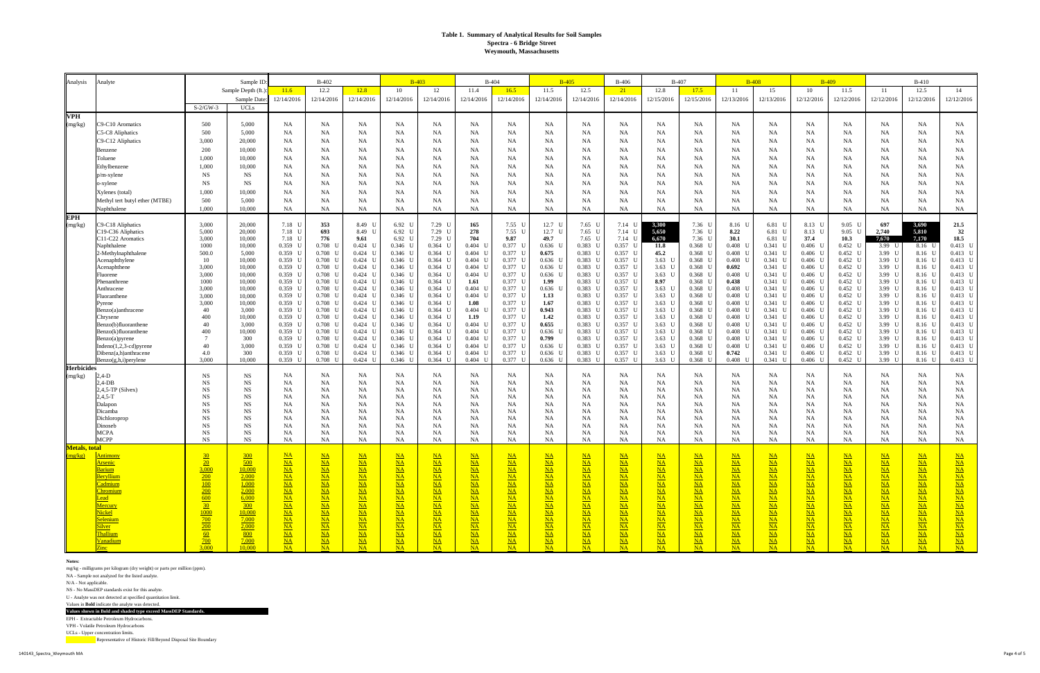# Table 1. Summary of Analytical Results for Soil Samples
## Spectra - 6 Bridge Street
## Weymouth, Massachusetts

| Analysis | Analyte | | Sample ID: | B-402 | | | B-403 | | B-404 | | B-405 | | B-406 | B-407 | | B-408 | | B-409 | | B-410 | | |
|---|---|---|---|---|---|---|---|---|---|---|---|---|---|---|---|---|---|---|---|---|---|---|
| | | | Sample Depth (ft.): | 11.6 | 12.2 | 12.8 | 10 | 12 | 11.4 | 16.5 | 11.5 | 12.5 | 21 | 12.8 | 17.5 | 11 | 15 | 10 | 11.5 | 11 | 12.5 | 14 |
| | | | Sample Date: | 12/14/2016 | 12/14/2016 | 12/14/2016 | 12/14/2016 | 12/14/2016 | 12/14/2016 | 12/14/2016 | 12/14/2016 | 12/14/2016 | 12/14/2016 | 12/15/2016 | 12/15/2016 | 12/13/2016 | 12/13/2016 | 12/12/2016 | 12/12/2016 | 12/12/2016 | 12/12/2016 | 12/12/2016 |
| | | S-2/GW-3 | UCLs | | | | | | | | | | | | | | | | | | | |
| **VPH** (mg/kg) | C9-C10 Aromatics | 500 | 5,000 | NA | NA | NA | NA | NA | NA | NA | NA | NA | NA | NA | NA | NA | NA | NA | NA | NA | NA | NA |
| | C5-C8 Aliphatics | 500 | 5,000 | NA | NA | NA | NA | NA | NA | NA | NA | NA | NA | NA | NA | NA | NA | NA | NA | NA | NA | NA |
| | C9-C12 Aliphatics | 3,000 | 20,000 | NA | NA | NA | NA | NA | NA | NA | NA | NA | NA | NA | NA | NA | NA | NA | NA | NA | NA | NA |
| | Benzene | 200 | 10,000 | NA | NA | NA | NA | NA | NA | NA | NA | NA | NA | NA | NA | NA | NA | NA | NA | NA | NA | NA |
| | Toluene | 1,000 | 10,000 | NA | NA | NA | NA | NA | NA | NA | NA | NA | NA | NA | NA | NA | NA | NA | NA | NA | NA | NA |
| | Ethylbenzene | 1,000 | 10,000 | NA | NA | NA | NA | NA | NA | NA | NA | NA | NA | NA | NA | NA | NA | NA | NA | NA | NA | NA |
| | p/m-xylene | NS | NS | NA | NA | NA | NA | NA | NA | NA | NA | NA | NA | NA | NA | NA | NA | NA | NA | NA | NA | NA |
| | o-xylene | NS | NS | NA | NA | NA | NA | NA | NA | NA | NA | NA | NA | NA | NA | NA | NA | NA | NA | NA | NA | NA |
| | Xylenes (total) | 1,000 | 10,000 | NA | NA | NA | NA | NA | NA | NA | NA | NA | NA | NA | NA | NA | NA | NA | NA | NA | NA | NA |
| | Methyl tert butyl ether (MTBE) | 500 | 5,000 | NA | NA | NA | NA | NA | NA | NA | NA | NA | NA | NA | NA | NA | NA | NA | NA | NA | NA | NA |
| | Naphthalene | 1,000 | 10,000 | NA | NA | NA | NA | NA | NA | NA | NA | NA | NA | NA | NA | NA | NA | NA | NA | NA | NA | NA |
| **EPH** (mg/kg) | C9-C18 Aliphatics | 3,000 | 20,000 | 7.18 U | **353** | 8.49 U | 6.92 U | 7.29 U | **165** | 7.55 U | 12.7 U | 7.65 U | 7.14 U | **3,300** | 7.36 U | 8.16 U | 6.81 U | 8.13 U | 9.05 U | **697** | **3,690** | **21.5** |
| | C19-C36 Aliphatics | 5,000 | 20,000 | 7.18 U | **693** | 8.49 U | 6.92 U | 7.29 U | **278** | 7.55 U | 12.7 U | 7.65 U | 7.14 U | **5,650** | 7.36 U | **8.22** | 6.81 U | 8.13 U | 9.05 U | **2,740** | **5,810** | **32** |
| | C11-C22 Aromatics | 3,000 | 10,000 | 7.18 U | **776** | **9.61** | 6.92 U | 7.29 U | **704** | **9.87** | **49.7** | 7.65 U | 7.14 U | **6,670** | 7.36 U | **30.1** | 6.81 U | **37.4** | **10.3** | **7,670** | **7,170** | **18.5** |
| | Naphthalene | 1000 | 10,000 | 0.359 U | 0.708 U | 0.424 U | 0.346 U | 0.364 U | 0.404 U | 0.377 U | 0.636 U | 0.383 U | 0.357 U | **11.8** | 0.368 U | 0.408 U | 0.341 U | 0.406 U | 0.452 U | 3.99 U | 8.16 U | 0.413 U |
| | 2-Methylnaphthalene | 500.0 | 5,000 | 0.359 U | 0.708 U | 0.424 U | 0.346 U | 0.364 U | 0.404 U | 0.377 U | **0.675** | 0.383 U | 0.357 U | **45.2** | 0.368 U | 0.408 U | 0.341 U | 0.406 U | 0.452 U | 3.99 U | 8.16 U | 0.413 U |
| | Acenaphthylene | 10 | 10,000 | 0.359 U | 0.708 U | 0.424 U | 0.346 U | 0.364 U | 0.404 U | 0.377 U | 0.636 U | 0.383 U | 0.357 U | 3.63 U | 0.368 U | 0.408 U | 0.341 U | 0.406 U | 0.452 U | 3.99 U | 8.16 U | 0.413 U |
| | Acenaphthene | 3,000 | 10,000 | 0.359 U | 0.708 U | 0.424 U | 0.346 U | 0.364 U | 0.404 U | 0.377 U | 0.636 U | 0.383 U | 0.357 U | 3.63 U | 0.368 U | **0.692** | 0.341 U | 0.406 U | 0.452 U | 3.99 U | 8.16 U | 0.413 U |
| | Fluorene | 3,000 | 10,000 | 0.359 U | 0.708 U | 0.424 U | 0.346 U | 0.364 U | 0.404 U | 0.377 U | 0.636 U | 0.383 U | 0.357 U | 3.63 U | 0.368 U | 0.408 U | 0.341 U | 0.406 U | 0.452 U | 3.99 U | 8.16 U | 0.413 U |
| | Phenanthrene | 1000 | 10,000 | 0.359 U | 0.708 U | 0.424 U | 0.346 U | 0.364 U | **1.61** | 0.377 U | **1.99** | 0.383 U | 0.357 U | **8.97** | 0.368 U | **0.438** | 0.341 U | 0.406 U | 0.452 U | 3.99 U | 8.16 U | 0.413 U |
| | Anthracene | 3,000 | 10,000 | 0.359 U | 0.708 U | 0.424 U | 0.346 U | 0.364 U | 0.404 U | 0.377 U | 0.636 U | 0.383 U | 0.357 U | 3.63 U | 0.368 U | 0.408 U | 0.341 U | 0.406 U | 0.452 U | 3.99 U | 8.16 U | 0.413 U |
| | Fluoranthene | 3,000 | 10,000 | 0.359 U | 0.708 U | 0.424 U | 0.346 U | 0.364 U | 0.404 U | 0.377 U | **1.13** | 0.383 U | 0.357 U | 3.63 U | 0.368 U | 0.408 U | 0.341 U | 0.406 U | 0.452 U | 3.99 U | 8.16 U | 0.413 U |
| | Pyrene | 3,000 | 10,000 | 0.359 U | 0.708 U | 0.424 U | 0.346 U | 0.364 U | **1.08** | 0.377 U | **1.67** | 0.383 U | 0.357 U | 3.63 U | 0.368 U | 0.408 U | 0.341 U | 0.406 U | 0.452 U | 3.99 U | 8.16 U | 0.413 U |
| | Benzo(a)anthracene | 40 | 3,000 | 0.359 U | 0.708 U | 0.424 U | 0.346 U | 0.364 U | 0.404 U | 0.377 U | **0.943** | 0.383 U | 0.357 U | 3.63 U | 0.368 U | 0.408 U | 0.341 U | 0.406 U | 0.452 U | 3.99 U | 8.16 U | 0.413 U |
| | Chrysene | 400 | 10,000 | 0.359 U | 0.708 U | 0.424 U | 0.346 U | 0.364 U | **1.19** | 0.377 U | **1.42** | 0.383 U | 0.357 U | 3.63 U | 0.368 U | 0.408 U | 0.341 U | 0.406 U | 0.452 U | 3.99 U | 8.16 U | 0.413 U |
| | Benzo(b)fluoranthene | 40 | 3,000 | 0.359 U | 0.708 U | 0.424 U | 0.346 U | 0.364 U | 0.404 U | 0.377 U | **0.655** | 0.383 U | 0.357 U | 3.63 U | 0.368 U | 0.408 U | 0.341 U | 0.406 U | 0.452 U | 3.99 U | 8.16 U | 0.413 U |
| | Benzo(k)fluoranthene | 400 | 10,000 | 0.359 U | 0.708 U | 0.424 U | 0.346 U | 0.364 U | 0.404 U | 0.377 U | 0.636 U | 0.383 U | 0.357 U | 3.63 U | 0.368 U | 0.408 U | 0.341 U | 0.406 U | 0.452 U | 3.99 U | 8.16 U | 0.413 U |
| | Benzo(a)pyrene | 7 | 300 | 0.359 U | 0.708 U | 0.424 U | 0.346 U | 0.364 U | 0.404 U | 0.377 U | **0.799** | 0.383 U | 0.357 U | 3.63 U | 0.368 U | 0.408 U | 0.341 U | 0.406 U | 0.452 U | 3.99 U | 8.16 U | 0.413 U |
| | Indeno(1,2,3-cd)pyrene | 40 | 3,000 | 0.359 U | 0.708 U | 0.424 U | 0.346 U | 0.364 U | 0.404 U | 0.377 U | 0.636 U | 0.383 U | 0.357 U | 3.63 U | 0.368 U | 0.408 U | 0.341 U | 0.406 U | 0.452 U | 3.99 U | 8.16 U | 0.413 U |
| | Dibenz(a,h)anthracene | 4.0 | 300 | 0.359 U | 0.708 U | 0.424 U | 0.346 U | 0.364 U | 0.404 U | 0.377 U | 0.636 U | 0.383 U | 0.357 U | 3.63 U | 0.368 U | **0.742** | 0.341 U | 0.406 U | 0.452 U | 3.99 U | 8.16 U | 0.413 U |
| | Benzo(g,h,i)perylene | 3,000 | 10,000 | 0.359 U | 0.708 U | 0.424 U | 0.346 U | 0.364 U | 0.404 U | 0.377 U | 0.636 U | 0.383 U | 0.357 U | 3.63 U | 0.368 U | 0.408 U | 0.341 U | 0.406 U | 0.452 U | 3.99 U | 8.16 U | 0.413 U |
| **Herbicides** (mg/kg) | 2,4-D | NS | NS | NA | NA | NA | NA | NA | NA | NA | NA | NA | NA | NA | NA | NA | NA | NA | NA | NA | NA | NA |
| | 2,4-DB | NS | NS | NA | NA | NA | NA | NA | NA | NA | NA | NA | NA | NA | NA | NA | NA | NA | NA | NA | NA | NA |
| | 2,4,5-TP (Silvex) | NS | NS | NA | NA | NA | NA | NA | NA | NA | NA | NA | NA | NA | NA | NA | NA | NA | NA | NA | NA | NA |
| | 2,4,5-T | NS | NS | NA | NA | NA | NA | NA | NA | NA | NA | NA | NA | NA | NA | NA | NA | NA | NA | NA | NA | NA |
| | Dalapon | NS | NS | NA | NA | NA | NA | NA | NA | NA | NA | NA | NA | NA | NA | NA | NA | NA | NA | NA | NA | NA |
| | Dicamba | NS | NS | NA | NA | NA | NA | NA | NA | NA | NA | NA | NA | NA | NA | NA | NA | NA | NA | NA | NA | NA |
| | Dichloroprop | NS | NS | NA | NA | NA | NA | NA | NA | NA | NA | NA | NA | NA | NA | NA | NA | NA | NA | NA | NA | NA |
| | Dinoseb | NS | NS | NA | NA | NA | NA | NA | NA | NA | NA | NA | NA | NA | NA | NA | NA | NA | NA | NA | NA | NA |
| | MCPA | NS | NS | NA | NA | NA | NA | NA | NA | NA | NA | NA | NA | NA | NA | NA | NA | NA | NA | NA | NA | NA |
| | MCPP | NS | NS | NA | NA | NA | NA | NA | NA | NA | NA | NA | NA | NA | NA | NA | NA | NA | NA | NA | NA | NA |
| **Metals, total** (mg/kg) | Antimony | 30 | 300 | NA | NA | NA | NA | NA | NA | NA | NA | NA | NA | NA | NA | NA | NA | NA | NA | NA | NA | NA |
| | Arsenic | 20 | 500 | NA | NA | NA | NA | NA | NA | NA | NA | NA | NA | NA | NA | NA | NA | NA | NA | NA | NA | NA |
| | Barium | 3,000 | 10,000 | NA | NA | NA | NA | NA | NA | NA | NA | NA | NA | NA | NA | NA | NA | NA | NA | NA | NA | NA |
| | Beryllium | 200 | 2,000 | NA | NA | NA | NA | NA | NA | NA | NA | NA | NA | NA | NA | NA | NA | NA | NA | NA | NA | NA |
| | Cadmium | 100 | 1,000 | NA | NA | NA | NA | NA | NA | NA | NA | NA | NA | NA | NA | NA | NA | NA | NA | NA | NA | NA |
| | Chromium | 200 | 2,000 | NA | NA | NA | NA | NA | NA | NA | NA | NA | NA | NA | NA | NA | NA | NA | NA | NA | NA | NA |
| | Lead | 600 | 6,000 | NA | NA | NA | NA | NA | NA | NA | NA | NA | NA | NA | NA | NA | NA | NA | NA | NA | NA | NA |
| | Mercury | 30 | 300 | NA | NA | NA | NA | NA | NA | NA | NA | NA | NA | NA | NA | NA | NA | NA | NA | NA | NA | NA |
| | Nickel | 1000 | 10,000 | NA | NA | NA | NA | NA | NA | NA | NA | NA | NA | NA | NA | NA | NA | NA | NA | NA | NA | NA |
| | Selenium | 700 | 7,000 | NA | NA | NA | NA | NA | NA | NA | NA | NA | NA | NA | NA | NA | NA | NA | NA | NA | NA | NA |
| | Silver | 200 | 2,000 | NA | NA | NA | NA | NA | NA | NA | NA | NA | NA | NA | NA | NA | NA | NA | NA | NA | NA | NA |
| | Thallium | 60 | 800 | NA | NA | NA | NA | NA | NA | NA | NA | NA | NA | NA | NA | NA | NA | NA | NA | NA | NA | NA |
| | Vanadium | 700 | 7,000 | NA | NA | NA | NA | NA | NA | NA | NA | NA | NA | NA | NA | NA | NA | NA | NA | NA | NA | NA |
| | Zinc | 3,000 | 10,000 | NA | NA | NA | NA | NA | NA | NA | NA | NA | NA | NA | NA | NA | NA | NA | NA | NA | NA | NA |

**Notes:**

mg/kg - milligrams per kilogram (dry weight) or parts per million (ppm).

NA - Sample not analyzed for the listed analyte.

N/A - Not applicable.

NS - No MassDEP standards exist for this analyte.

U - Analyte was not detected at specified quantitation limit.

Values in **Bold** indicate the analyte was detected.

**Values shown in Bold and shaded type exceed MassDEP Standards.**

EPH - Extractable Petroleum Hydrocarbons.

VPH - Volatile Petroleum Hydrocarbons

UCLs - Upper concentration limits.

Representative of Historic Fill/Beyond Disposal Site Boundary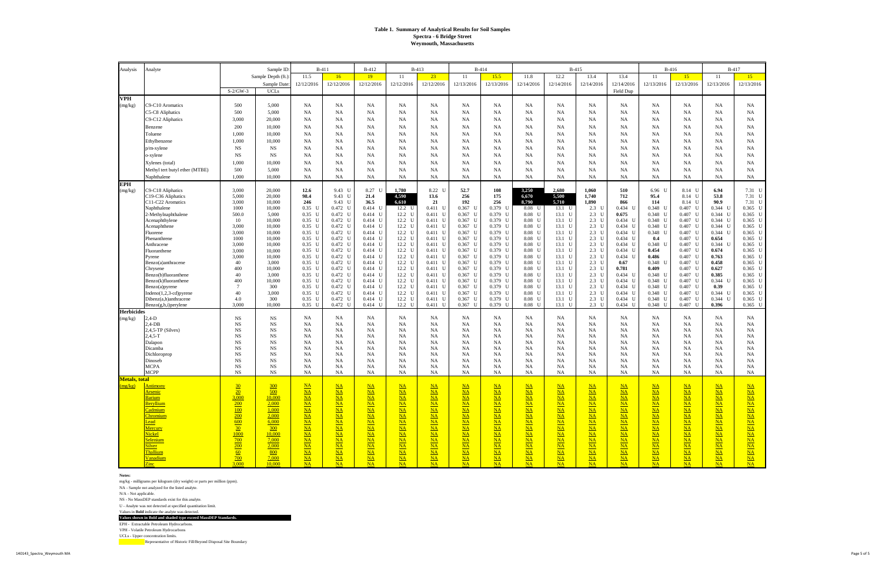# Table 1. Summary of Analytical Results for Soil Samples
## Spectra - 6 Bridge Street
## Weymouth, Massachusetts

| Analysis | Analyte | S-2/GW-3 | UCLs | B-411 | B-411 | B-412 | B-413 | B-413 | B-414 | B-414 | B-415 | B-415 | B-415 | B-415 | B-416 | B-416 | B-417 | B-417 |
|---|---|---|---|---|---|---|---|---|---|---|---|---|---|---|---|---|---|---|
| | Sample Depth (ft.): | | | 11.5 | 16 | 19 | 11 | 23 | 11 | 15.5 | 11.8 | 12.2 | 13.4 | 13.4 | 11 | 15 | 11 | 15 |
| | Sample Date: | | | 12/12/2016 | 12/12/2016 | 12/12/2016 | 12/12/2016 | 12/12/2016 | 12/13/2016 | 12/13/2016 | 12/14/2016 | 12/14/2016 | 12/14/2016 | 12/14/2016 Field Dup | 12/13/2016 | 12/13/2016 | 12/13/2016 | 12/13/2016 |
| **VPH** (mg/kg) | C9-C10 Aromatics | 500 | 5,000 | NA | NA | NA | NA | NA | NA | NA | NA | NA | NA | NA | NA | NA | NA | NA |
| | C5-C8 Aliphatics | 500 | 5,000 | NA | NA | NA | NA | NA | NA | NA | NA | NA | NA | NA | NA | NA | NA | NA |
| | C9-C12 Aliphatics | 3,000 | 20,000 | NA | NA | NA | NA | NA | NA | NA | NA | NA | NA | NA | NA | NA | NA | NA |
| | Benzene | 200 | 10,000 | NA | NA | NA | NA | NA | NA | NA | NA | NA | NA | NA | NA | NA | NA | NA |
| | Toluene | 1,000 | 10,000 | NA | NA | NA | NA | NA | NA | NA | NA | NA | NA | NA | NA | NA | NA | NA |
| | Ethylbenzene | 1,000 | 10,000 | NA | NA | NA | NA | NA | NA | NA | NA | NA | NA | NA | NA | NA | NA | NA |
| | p/m-xylene | NS | NS | NA | NA | NA | NA | NA | NA | NA | NA | NA | NA | NA | NA | NA | NA | NA |
| | o-xylene | NS | NS | NA | NA | NA | NA | NA | NA | NA | NA | NA | NA | NA | NA | NA | NA | NA |
| | Xylenes (total) | 1,000 | 10,000 | NA | NA | NA | NA | NA | NA | NA | NA | NA | NA | NA | NA | NA | NA | NA |
| | Methyl tert butyl ether (MTBE) | 500 | 5,000 | NA | NA | NA | NA | NA | NA | NA | NA | NA | NA | NA | NA | NA | NA | NA |
| | Naphthalene | 1,000 | 10,000 | NA | NA | NA | NA | NA | NA | NA | NA | NA | NA | NA | NA | NA | NA | NA |
| **EPH** (mg/kg) | C9-C18 Aliphatics | 3,000 | 20,000 | **12.6** | 9.43 U | 8.27 U | **1,780** | 8.22 U | **52.7** | **108** | **3,250** | **2,680** | **1,060** | **510** | 6.96 U | 8.14 U | **6.94** | 7.31 U |
| | C19-C36 Aliphatics | 5,000 | 20,000 | **98.4** | 9.43 U | **21.4** | **4,590** | **13.6** | **256** | **175** | **6,670** | **5,500** | **1,740** | **712** | **95.4** | 8.14 U | **53.8** | 7.31 U |
| | C11-C22 Aromatics | 3,000 | 10,000 | **246** | 9.43 U | **36.5** | **6,610** | **21** | **192** | **256** | **8,790** | **5,710** | **1,890** | **866** | **114** | 8.14 U | **90.9** | 7.31 U |
| | Naphthalene | 1000 | 10,000 | 0.35 U | 0.472 U | 0.414 U | 12.2 U | 0.411 U | 0.367 U | 0.379 U | 8.08 U | 13.1 U | 2.3 U | 0.434 U | 0.348 U | 0.407 U | 0.344 U | 0.365 U |
| | 2-Methylnaphthalene | 500.0 | 5,000 | 0.35 U | 0.472 U | 0.414 U | 12.2 U | 0.411 U | 0.367 U | 0.379 U | 8.08 U | 13.1 U | 2.3 U | **0.675** | 0.348 U | 0.407 U | 0.344 U | 0.365 U |
| | Acenaphthylene | 10 | 10,000 | 0.35 U | 0.472 U | 0.414 U | 12.2 U | 0.411 U | 0.367 U | 0.379 U | 8.08 U | 13.1 U | 2.3 U | 0.434 U | 0.348 U | 0.407 U | 0.344 U | 0.365 U |
| | Acenaphthene | 3,000 | 10,000 | 0.35 U | 0.472 U | 0.414 U | 12.2 U | 0.411 U | 0.367 U | 0.379 U | 8.08 U | 13.1 U | 2.3 U | 0.434 U | 0.348 U | 0.407 U | 0.344 U | 0.365 U |
| | Fluorene | 3,000 | 10,000 | 0.35 U | 0.472 U | 0.414 U | 12.2 U | 0.411 U | 0.367 U | 0.379 U | 8.08 U | 13.1 U | 2.3 U | 0.434 U | 0.348 U | 0.407 U | 0.344 U | 0.365 U |
| | Phenanthrene | 1000 | 10,000 | 0.35 U | 0.472 U | 0.414 U | 12.2 U | 0.411 U | 0.367 U | 0.379 U | 8.08 U | 13.1 U | 2.3 U | 0.434 U | **0.4** | 0.407 U | **0.654** | 0.365 U |
| | Anthracene | 3,000 | 10,000 | 0.35 U | 0.472 U | 0.414 U | 12.2 U | 0.411 U | 0.367 U | 0.379 U | 8.08 U | 13.1 U | 2.3 U | 0.434 U | 0.348 U | 0.407 U | 0.344 U | 0.365 U |
| | Fluoranthene | 3,000 | 10,000 | 0.35 U | 0.472 U | 0.414 U | 12.2 U | 0.411 U | 0.367 U | 0.379 U | 8.08 U | 13.1 U | 2.3 U | 0.434 U | **0.454** | 0.407 U | **0.674** | 0.365 U |
| | Pyrene | 3,000 | 10,000 | 0.35 U | 0.472 U | 0.414 U | 12.2 U | 0.411 U | 0.367 U | 0.379 U | 8.08 U | 13.1 U | 2.3 U | 0.434 U | **0.486** | 0.407 U | **0.763** | 0.365 U |
| | Benzo(a)anthracene | 40 | 3,000 | 0.35 U | 0.472 U | 0.414 U | 12.2 U | 0.411 U | 0.367 U | 0.379 U | 8.08 U | 13.1 U | 2.3 U | **0.67** | 0.348 U | 0.407 U | **0.458** | 0.365 U |
| | Chrysene | 400 | 10,000 | 0.35 U | 0.472 U | 0.414 U | 12.2 U | 0.411 U | 0.367 U | 0.379 U | 8.08 U | 13.1 U | 2.3 U | **0.781** | **0.409** | 0.407 U | **0.627** | 0.365 U |
| | Benzo(b)fluoranthene | 40 | 3,000 | 0.35 U | 0.472 U | 0.414 U | 12.2 U | 0.411 U | 0.367 U | 0.379 U | 8.08 U | 13.1 U | 2.3 U | 0.434 U | 0.348 U | 0.407 U | **0.385** | 0.365 U |
| | Benzo(k)fluoranthene | 400 | 10,000 | 0.35 U | 0.472 U | 0.414 U | 12.2 U | 0.411 U | 0.367 U | 0.379 U | 8.08 U | 13.1 U | 2.3 U | 0.434 U | 0.348 U | 0.407 U | 0.344 U | 0.365 U |
| | Benzo(a)pyrene | 7 | 300 | 0.35 U | 0.472 U | 0.414 U | 12.2 U | 0.411 U | 0.367 U | 0.379 U | 8.08 U | 13.1 U | 2.3 U | 0.434 U | 0.348 U | 0.407 U | **0.39** | 0.365 U |
| | Indeno(1,2,3-cd)pyrene | 40 | 3,000 | 0.35 U | 0.472 U | 0.414 U | 12.2 U | 0.411 U | 0.367 U | 0.379 U | 8.08 U | 13.1 U | 2.3 U | 0.434 U | 0.348 U | 0.407 U | 0.344 U | 0.365 U |
| | Dibenz(a,h)anthracene | 4.0 | 300 | 0.35 U | 0.472 U | 0.414 U | 12.2 U | 0.411 U | 0.367 U | 0.379 U | 8.08 U | 13.1 U | 2.3 U | 0.434 U | 0.348 U | 0.407 U | 0.344 U | 0.365 U |
| | Benzo(g,h,i)perylene | 3,000 | 10,000 | 0.35 U | 0.472 U | 0.414 U | 12.2 U | 0.411 U | 0.367 U | 0.379 U | 8.08 U | 13.1 U | 2.3 U | 0.434 U | 0.348 U | 0.407 U | **0.396** | 0.365 U |
| **Herbicides** (mg/kg) | 2,4-D | NS | NS | NA | NA | NA | NA | NA | NA | NA | NA | NA | NA | NA | NA | NA | NA | NA |
| | 2,4-DB | NS | NS | NA | NA | NA | NA | NA | NA | NA | NA | NA | NA | NA | NA | NA | NA | NA |
| | 2,4,5-TP (Silvex) | NS | NS | NA | NA | NA | NA | NA | NA | NA | NA | NA | NA | NA | NA | NA | NA | NA |
| | 2,4,5-T | NS | NS | NA | NA | NA | NA | NA | NA | NA | NA | NA | NA | NA | NA | NA | NA | NA |
| | Dalapon | NS | NS | NA | NA | NA | NA | NA | NA | NA | NA | NA | NA | NA | NA | NA | NA | NA |
| | Dicamba | NS | NS | NA | NA | NA | NA | NA | NA | NA | NA | NA | NA | NA | NA | NA | NA | NA |
| | Dichloroprop | NS | NS | NA | NA | NA | NA | NA | NA | NA | NA | NA | NA | NA | NA | NA | NA | NA |
| | Dinoseb | NS | NS | NA | NA | NA | NA | NA | NA | NA | NA | NA | NA | NA | NA | NA | NA | NA |
| | MCPA | NS | NS | NA | NA | NA | NA | NA | NA | NA | NA | NA | NA | NA | NA | NA | NA | NA |
| | MCPP | NS | NS | NA | NA | NA | NA | NA | NA | NA | NA | NA | NA | NA | NA | NA | NA | NA |
| **Metals, total** (mg/kg) | Antimony | 30 | 300 | NA | NA | NA | NA | NA | NA | NA | NA | NA | NA | NA | NA | NA | NA | NA |
| | Arsenic | 20 | 500 | NA | NA | NA | NA | NA | NA | NA | NA | NA | NA | NA | NA | NA | NA | NA |
| | Barium | 3,000 | 10,000 | NA | NA | NA | NA | NA | NA | NA | NA | NA | NA | NA | NA | NA | NA | NA |
| | Beryllium | 200 | 2,000 | NA | NA | NA | NA | NA | NA | NA | NA | NA | NA | NA | NA | NA | NA | NA |
| | Cadmium | 100 | 1,000 | NA | NA | NA | NA | NA | NA | NA | NA | NA | NA | NA | NA | NA | NA | NA |
| | Chromium | 200 | 2,000 | NA | NA | NA | NA | NA | NA | NA | NA | NA | NA | NA | NA | NA | NA | NA |
| | Lead | 600 | 6,000 | NA | NA | NA | NA | NA | NA | NA | NA | NA | NA | NA | NA | NA | NA | NA |
| | Mercury | 30 | 300 | NA | NA | NA | NA | NA | NA | NA | NA | NA | NA | NA | NA | NA | NA | NA |
| | Nickel | 1000 | 10,000 | NA | NA | NA | NA | NA | NA | NA | NA | NA | NA | NA | NA | NA | NA | NA |
| | Selenium | 700 | 7,000 | NA | NA | NA | NA | NA | NA | NA | NA | NA | NA | NA | NA | NA | NA | NA |
| | Silver | 200 | 2,000 | NA | NA | NA | NA | NA | NA | NA | NA | NA | NA | NA | NA | NA | NA | NA |
| | Thallium | 60 | 800 | NA | NA | NA | NA | NA | NA | NA | NA | NA | NA | NA | NA | NA | NA | NA |
| | Vanadium | 700 | 7,000 | NA | NA | NA | NA | NA | NA | NA | NA | NA | NA | NA | NA | NA | NA | NA |
| | Zinc | 3,000 | 10,000 | NA | NA | NA | NA | NA | NA | NA | NA | NA | NA | NA | NA | NA | NA | NA |

**Notes:**

mg/kg - milligrams per kilogram (dry weight) or parts per million (ppm).

NA - Sample not analyzed for the listed analyte.

N/A - Not applicable.

NS - No MassDEP standards exist for this analyte.

U - Analyte was not detected at specified quantitation limit.

Values in **Bold** indicate the analyte was detected.

**Values shown in Bold and shaded type exceed MassDEP Standards.**

EPH - Extractable Petroleum Hydrocarbons.

VPH - Volatile Petroleum Hydrocarbons

UCLs - Upper concentration limits.

Representative of Historic Fill/Beyond Disposal Site Boundary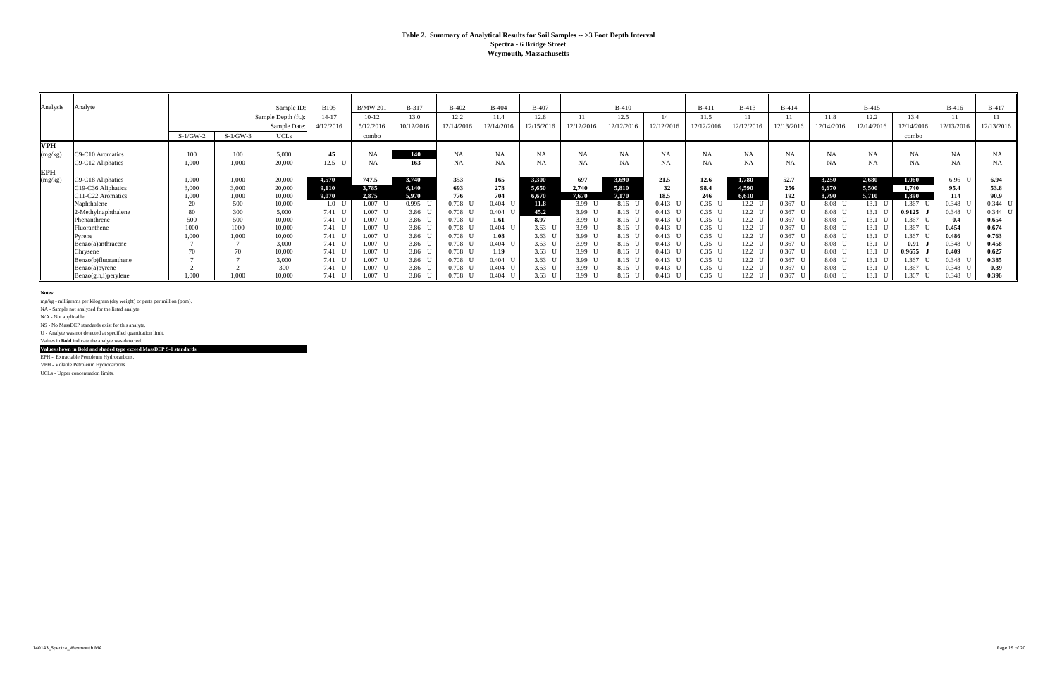# Table 2. Summary of Analytical Results for Soil Samples -- >3 Foot Depth Interval
## Spectra - 6 Bridge Street
## Weymouth, Massachusetts

| Analysis | Analyte | | | Sample ID: | B105 | B/MW 201 | B-317 | B-402 | B-404 | B-407 | | B-410 | | B-411 | B-413 | B-414 | | B-415 | | B-416 | B-417 |
|---|---|---|---|---|---|---|---|---|---|---|---|---|---|---|---|---|---|---|---|---|---|
| | | | | Sample Depth (ft.): | 14-17 | 10-12 | 13.0 | 12.2 | 11.4 | 12.8 | 11 | 12.5 | 14 | 11.5 | 11 | 11 | 11.8 | 12.2 | 13.4 | 11 | 11 |
| | | | | Sample Date: | 4/12/2016 | 5/12/2016 | 10/12/2016 | 12/14/2016 | 12/14/2016 | 12/15/2016 | 12/12/2016 | 12/12/2016 | 12/12/2016 | 12/12/2016 | 12/12/2016 | 12/13/2016 | 12/14/2016 | 12/14/2016 | 12/14/2016 | 12/13/2016 | 12/13/2016 |
| | | S-1/GW-2 | S-1/GW-3 | UCLs | | combo | | | | | | | | | | | | | combo | | |
| **VPH** (mg/kg) | C9-C10 Aromatics | 100 | 100 | 5,000 | **45** | NA | **140** | NA | NA | NA | NA | NA | NA | NA | NA | NA | NA | NA | NA | NA | NA |
| | C9-C12 Aliphatics | 1,000 | 1,000 | 20,000 | 12.5 U | NA | **163** | NA | NA | NA | NA | NA | NA | NA | NA | NA | NA | NA | NA | NA | NA |
| **EPH** (mg/kg) | C9-C18 Aliphatics | 1,000 | 1,000 | 20,000 | **4,570** | **747.5** | **3,740** | **353** | **165** | **3,300** | **697** | **3,690** | **21.5** | **12.6** | **1,780** | **52.7** | **3,250** | **2,680** | **1,060** | 6.96 U | **6.94** |
| | C19-C36 Aliphatics | 3,000 | 3,000 | 20,000 | **9,110** | **3,785** | **6,140** | **693** | **278** | **5,650** | **2,740** | **5,810** | **32** | **98.4** | **4,590** | **256** | **6,670** | **5,500** | **1,740** | **95.4** | **53.8** |
| | C11-C22 Aromatics | 1,000 | 1,000 | 10,000 | **9,070** | **2,875** | **5,970** | **776** | **704** | **6,670** | **7,670** | **7,170** | **18.5** | **246** | **6,610** | **192** | **8,790** | **5,710** | **1,890** | **114** | **90.9** |
| | Naphthalene | 20 | 500 | 10,000 | 1.0 U | 1.007 U | 0.995 U | 0.708 U | 0.404 U | **11.8** | 3.99 U | 8.16 U | 0.413 U | 0.35 U | 12.2 U | 0.367 U | 8.08 U | 13.1 U | 1.367 U | 0.348 U | 0.344 U |
| | 2-Methylnaphthalene | 80 | 300 | 5,000 | 7.41 U | 1.007 U | 3.86 U | 0.708 U | 0.404 U | **45.2** | 3.99 U | 8.16 U | 0.413 U | 0.35 U | 12.2 U | 0.367 U | 8.08 U | 13.1 U | **0.9125 J** | 0.348 U | 0.344 U |
| | Phenanthrene | 500 | 500 | 10,000 | 7.41 U | 1.007 U | 3.86 U | 0.708 U | **1.61** | **8.97** | 3.99 U | 8.16 U | 0.413 U | 0.35 U | 12.2 U | 0.367 U | 8.08 U | 13.1 U | 1.367 U | **0.4** | **0.654** |
| | Fluoranthene | 1000 | 1000 | 10,000 | 7.41 U | 1.007 U | 3.86 U | 0.708 U | **704** | 3.63 U | 3.99 U | 8.16 U | 0.413 U | 0.35 U | 12.2 U | 0.367 U | 8.08 U | 13.1 U | 1.367 U | **0.454** | **0.674** |
| | Pyrene | 1,000 | 1,000 | 10,000 | 7.41 U | 1.007 U | 3.86 U | 0.708 U | **1.08** | 3.63 U | 3.99 U | 8.16 U | 0.413 U | 0.35 U | 12.2 U | 0.367 U | 8.08 U | 13.1 U | 1.367 U | **0.486** | **0.763** |
| | Benzo(a)anthracene | 7 | 7 | 3,000 | 7.41 U | 1.007 U | 3.86 U | 0.708 U | 0.404 U | 3.63 U | 3.99 U | 8.16 U | 0.413 U | 0.35 U | 12.2 U | 0.367 U | 8.08 U | 13.1 U | **0.91 J** | 0.348 U | **0.458** |
| | Chrysene | 70 | 70 | 10,000 | 7.41 U | 1.007 U | 3.86 U | 0.708 U | **1.19** | 3.63 U | 3.99 U | 8.16 U | 0.413 U | 0.35 U | 12.2 U | 0.367 U | 8.08 U | 13.1 U | **0.9655 J** | **0.409** | **0.627** |
| | Benzo(b)fluoranthene | 7 | 7 | 3,000 | 7.41 U | 1.007 U | 3.86 U | 0.708 U | 0.404 U | 3.63 U | 3.99 U | 8.16 U | 0.413 U | 0.35 U | 12.2 U | 0.367 U | 8.08 U | 13.1 U | 1.367 U | 0.348 U | **0.385** |
| | Benzo(a)pyrene | 2 | 2 | 300 | 7.41 U | 1.007 U | 3.86 U | 0.708 U | 0.404 U | 3.63 U | 3.99 U | 8.16 U | 0.413 U | 0.35 U | 12.2 U | 0.367 U | 8.08 U | 13.1 U | 1.367 U | 0.348 U | **0.39** |
| | Benzo(g,h,i)perylene | 1,000 | 1,000 | 10,000 | 7.41 U | 1.007 U | 3.86 U | 0.708 U | 0.404 U | 3.63 U | 3.99 U | 8.16 U | 0.413 U | 0.35 U | 12.2 U | 0.367 U | 8.08 U | 13.1 U | 1.367 U | 0.348 U | **0.396** |

**Notes:**

mg/kg - milligrams per kilogram (dry weight) or parts per million (ppm).

NA - Sample not analyzed for the listed analyte.

N/A - Not applicable.

NS - No MassDEP standards exist for this analyte.

U - Analyte was not detected at specified quantitation limit.

Values in **Bold** indicate the analyte was detected.

**Values shown in Bold and shaded type exceed MassDEP S-1 standards.**

EPH - Extractable Petroleum Hydrocarbons.

VPH - Volatile Petroleum Hydrocarbons

UCLs - Upper concentration limits.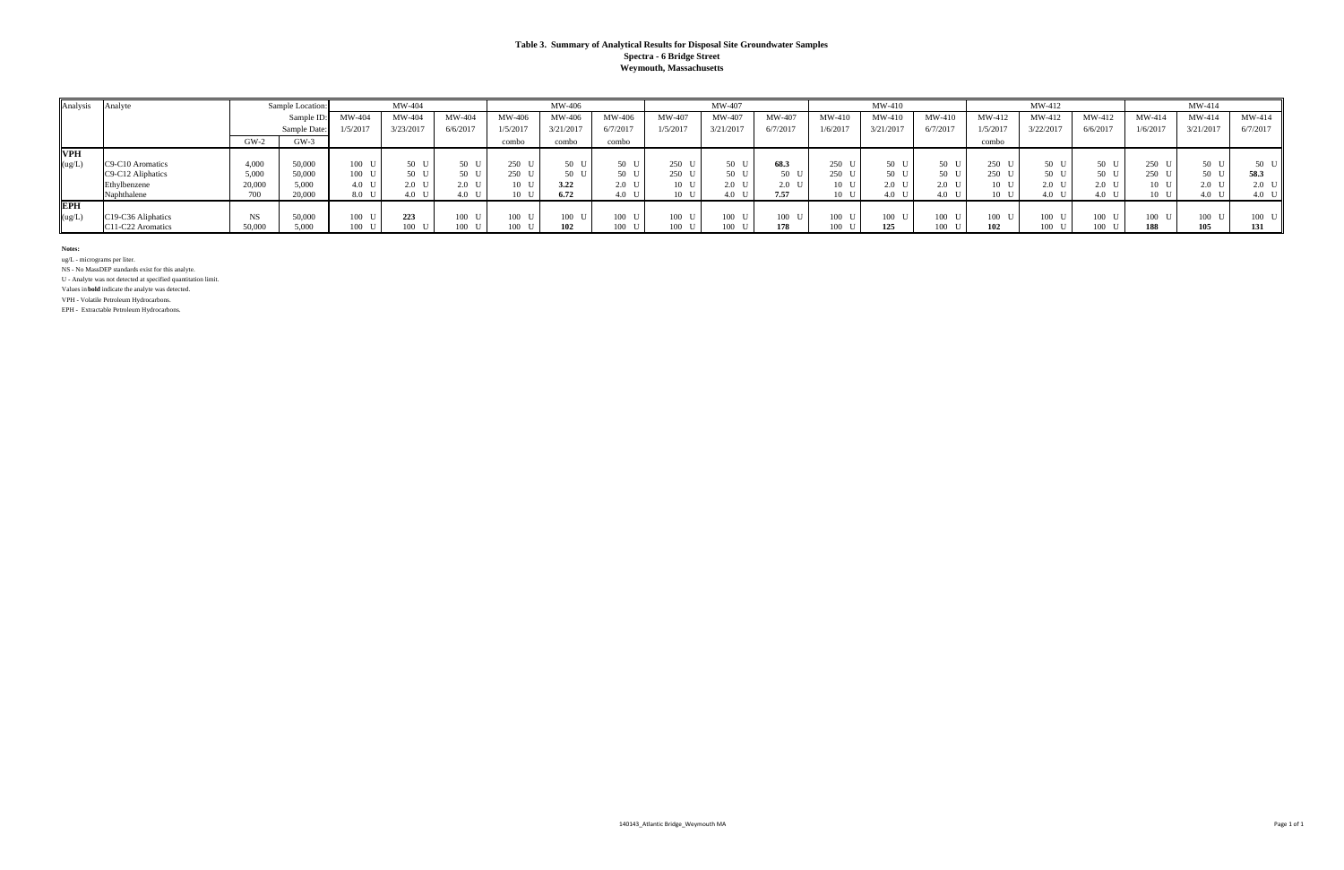**Table 3. Summary of Analytical Results for Disposal Site Groundwater Samples**
**Spectra - 6 Bridge Street**
**Weymouth, Massachusetts**

| Analysis | Analyte | | Sample Location: | MW-404 | | | MW-406 | | | MW-407 | | | MW-410 | | | MW-412 | | | MW-414 | | |
|---|---|---|---|---|---|---|---|---|---|---|---|---|---|---|---|---|---|---|---|---|---|
| | | | Sample ID: | MW-404 | MW-404 | MW-404 | MW-406 | MW-406 | MW-406 | MW-407 | MW-407 | MW-407 | MW-410 | MW-410 | MW-410 | MW-412 | MW-412 | MW-412 | MW-414 | MW-414 | MW-414 |
| | | | Sample Date: | 1/5/2017 | 3/23/2017 | 6/6/2017 | 1/5/2017 | 3/21/2017 | 6/7/2017 | 1/5/2017 | 3/21/2017 | 6/7/2017 | 1/6/2017 | 3/21/2017 | 6/7/2017 | 1/5/2017 | 3/22/2017 | 6/6/2017 | 1/6/2017 | 3/21/2017 | 6/7/2017 |
| | | GW-2 | GW-3 | | | | combo | combo | combo | | | | | | | combo | | | | | |
| **VPH** | | | | | | | | | | | | | | | | | | | | | |
| (ug/L) | C9-C10 Aromatics | 4,000 | 50,000 | 100 U | 50 U | 50 U | 250 U | 50 U | 50 U | 250 U | 50 U | **68.3** | 250 U | 50 U | 50 U | 250 U | 50 U | 50 U | 250 U | 50 U | 50 U |
| | C9-C12 Aliphatics | 5,000 | 50,000 | 100 U | 50 U | 50 U | 250 U | 50 U | 50 U | 250 U | 50 U | 50 U | 250 U | 50 U | 50 U | 250 U | 50 U | 50 U | 250 U | 50 U | **58.3** |
| | Ethylbenzene | 20,000 | 5,000 | 4.0 U | 2.0 U | 2.0 U | 10 U | **3.22** | 2.0 U | 10 U | 2.0 U | 2.0 U | 10 U | 2.0 U | 2.0 U | 10 U | 2.0 U | 2.0 U | 10 U | 2.0 U | 2.0 U |
| | Naphthalene | 700 | 20,000 | 8.0 U | 4.0 U | 4.0 U | 10 U | **6.72** | 4.0 U | 10 U | 4.0 U | **7.57** | 10 U | 4.0 U | 4.0 U | 10 U | 4.0 U | 4.0 U | 10 U | 4.0 U | 4.0 U |
| **EPH** | | | | | | | | | | | | | | | | | | | | | |
| (ug/L) | C19-C36 Aliphatics | NS | 50,000 | 100 U | **223** | 100 U | 100 U | 100 U | 100 U | 100 U | 100 U | 100 U | 100 U | 100 U | 100 U | 100 U | 100 U | 100 U | 100 U | 100 U | 100 U |
| | C11-C22 Aromatics | 50,000 | 5,000 | 100 U | 100 U | 100 U | 100 U | **102** | 100 U | 100 U | 100 U | **178** | 100 U | **125** | 100 U | **102** | 100 U | 100 U | **188** | **105** | **131** |

**Notes:**

ug/L - micrograms per liter.

NS - No MassDEP standards exist for this analyte.

U - Analyte was not detected at specified quantitation limit.

Values in **bold** indicate the analyte was detected.

VPH - Volatile Petroleum Hydrocarbons.

EPH - Extractable Petroleum Hydrocarbons.

140143_Atlantic Bridge_Weymouth MA